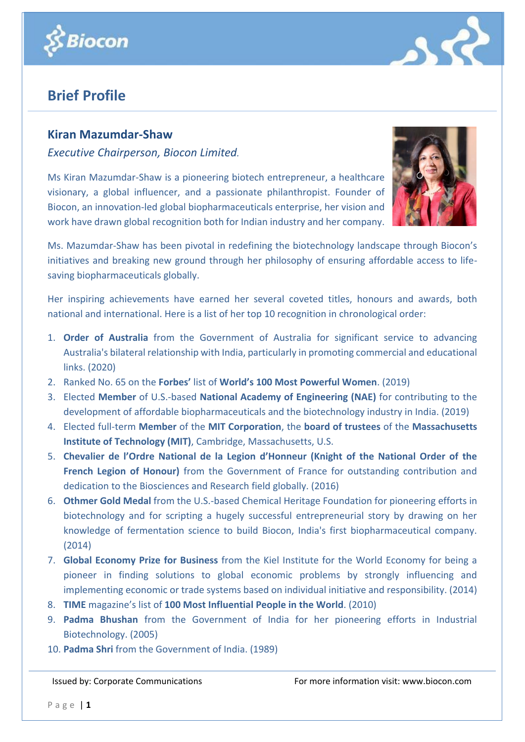## Brief Profile

### Kiran Mazumdar-Shaw

*Executive Chairperson, Biocon Limited.*

Ms Kiran Mazumdar-Shaw is a pioneering biotech entrepreneur, a healthcare visionary, a global influencer, and a passionate philanthropist. Founder of Biocon, an innovation-led global biopharmaceuticals enterprise, her vision and work have drawn global recognition both for Indian industry and her company.

Ms. Mazumdar-Shaw has been pivotal in redefining the biotechnology landscape through Biocon's initiatives and breaking new ground through her philosophy of ensuring affordable access to life-saving biopharmaceuticals globally.

Her inspiring achievements have earned her several coveted titles, honours and awards, both national and international. Here is a list of her top 10 recognition in chronological order:

1. **Order of Australia** from the Government of Australia for significant service to advancing Australia's bilateral relationship with India, particularly in promoting commercial and educational links. (2020)
2. Ranked No. 65 on the **Forbes'** list of **World's 100 Most Powerful Women**. (2019)
3. Elected **Member** of U.S.-based **National Academy of Engineering (NAE)** for contributing to the development of affordable biopharmaceuticals and the biotechnology industry in India. (2019)
4. Elected full-term **Member** of the **MIT Corporation**, the **board of trustees** of the **Massachusetts Institute of Technology (MIT)**, Cambridge, Massachusetts, U.S.
5. **Chevalier de l'Ordre National de la Legion d'Honneur (Knight of the National Order of the French Legion of Honour)** from the Government of France for outstanding contribution and dedication to the Biosciences and Research field globally. (2016)
6. **Othmer Gold Medal** from the U.S.-based Chemical Heritage Foundation for pioneering efforts in biotechnology and for scripting a hugely successful entrepreneurial story by drawing on her knowledge of fermentation science to build Biocon, India's first biopharmaceutical company. (2014)
7. **Global Economy Prize for Business** from the Kiel Institute for the World Economy for being a pioneer in finding solutions to global economic problems by strongly influencing and implementing economic or trade systems based on individual initiative and responsibility. (2014)
8. **TIME** magazine's list of **100 Most Influential People in the World**. (2010)
9. **Padma Bhushan** from the Government of India for her pioneering efforts in Industrial Biotechnology. (2005)
10. **Padma Shri** from the Government of India. (1989)

Issued by: Corporate Communications

For more information visit: www.biocon.com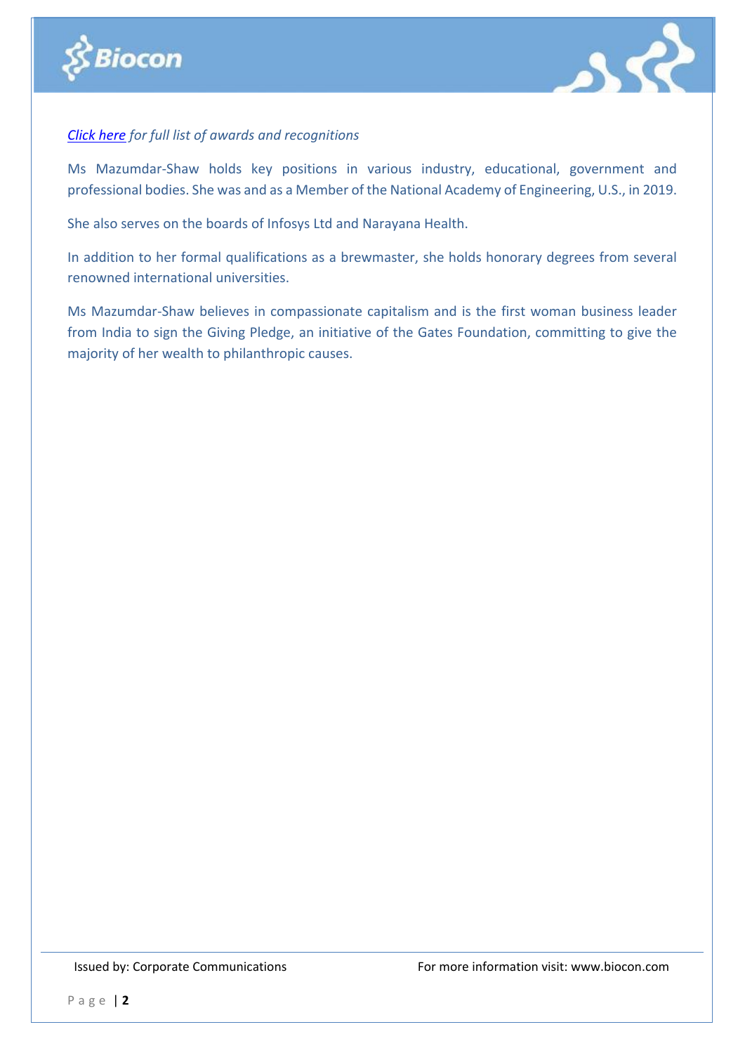*[Click here](#) for full list of awards and recognitions*

Ms Mazumdar-Shaw holds key positions in various industry, educational, government and professional bodies. She was and as a Member of the National Academy of Engineering, U.S., in 2019.

She also serves on the boards of Infosys Ltd and Narayana Health.

In addition to her formal qualifications as a brewmaster, she holds honorary degrees from several renowned international universities.

Ms Mazumdar-Shaw believes in compassionate capitalism and is the first woman business leader from India to sign the Giving Pledge, an initiative of the Gates Foundation, committing to give the majority of her wealth to philanthropic causes.

Issued by: Corporate Communications

For more information visit: www.biocon.com